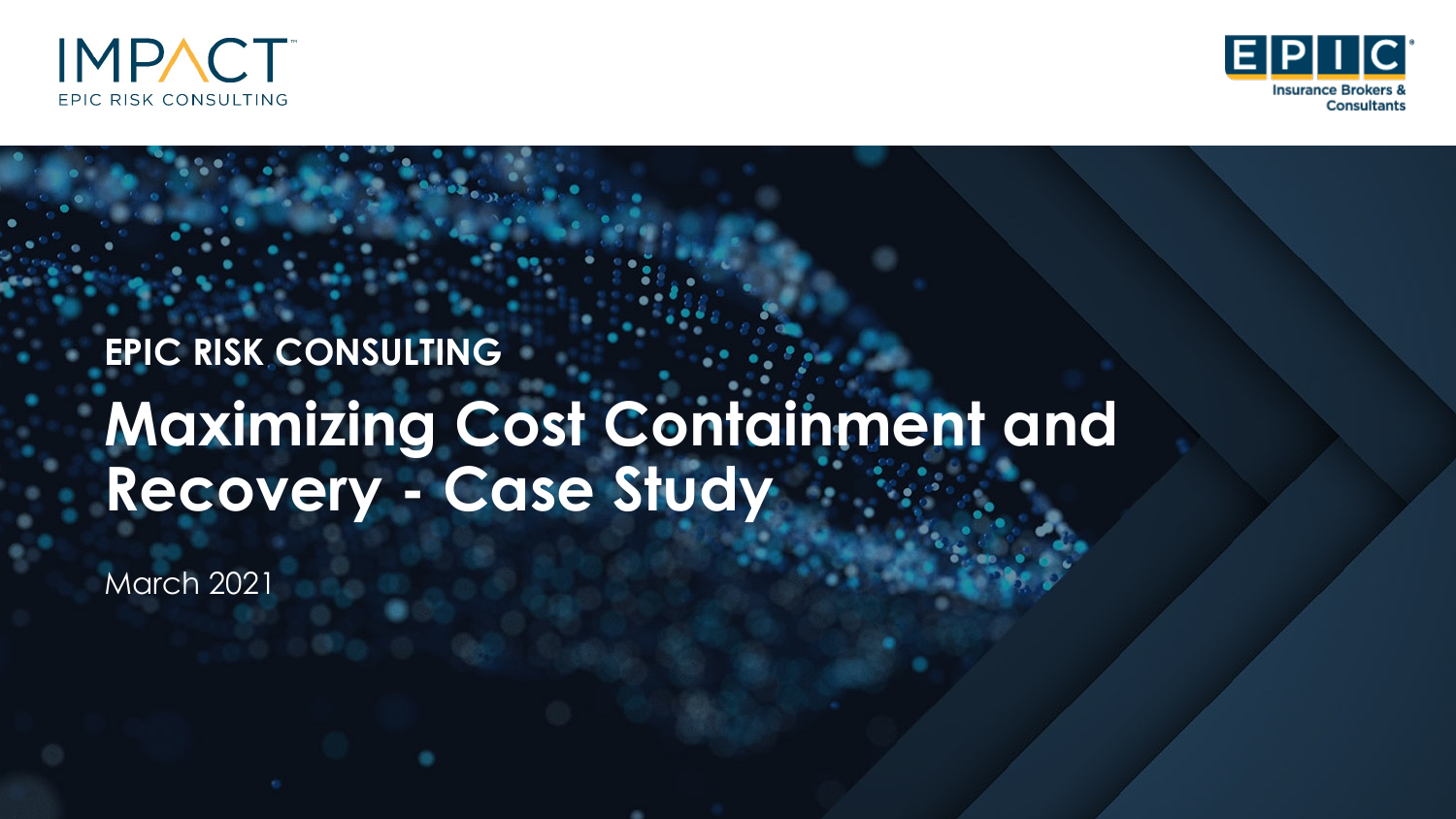IMPACT

EPIC RISK CONSULTING

EPIC

Insurance Brokers & Consultants

**EPIC RISK CONSULTING**

# Maximizing Cost Containment and Recovery - Case Study

March 2021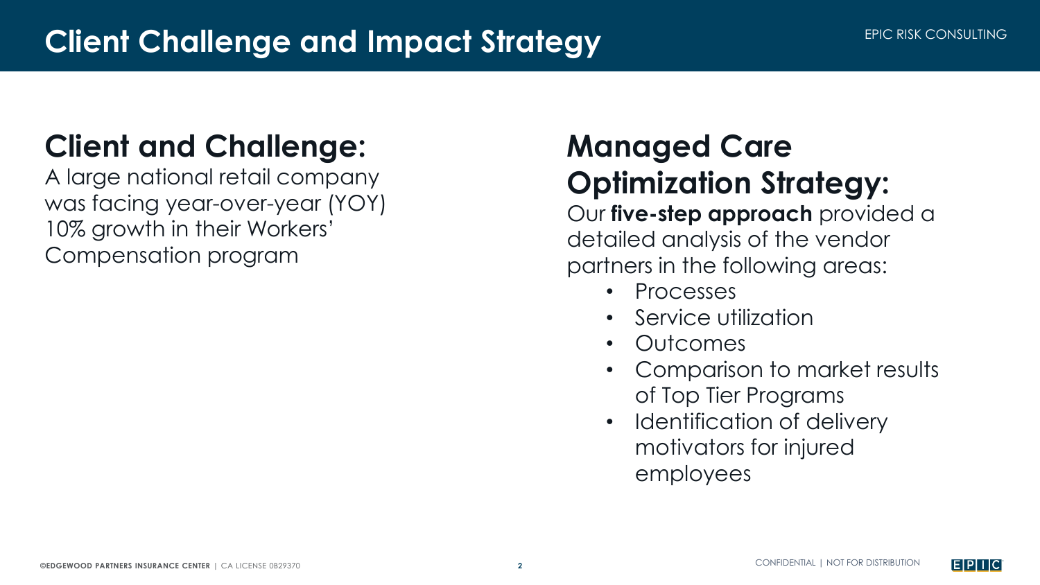# Client Challenge and Impact Strategy

## Client and Challenge:

A large national retail company was facing year-over-year (YOY) 10% growth in their Workers' Compensation program

## Managed Care Optimization Strategy:

Our **five-step approach** provided a detailed analysis of the vendor partners in the following areas:

- Processes
- Service utilization
- Outcomes
- Comparison to market results of Top Tier Programs
- Identification of delivery motivators for injured employees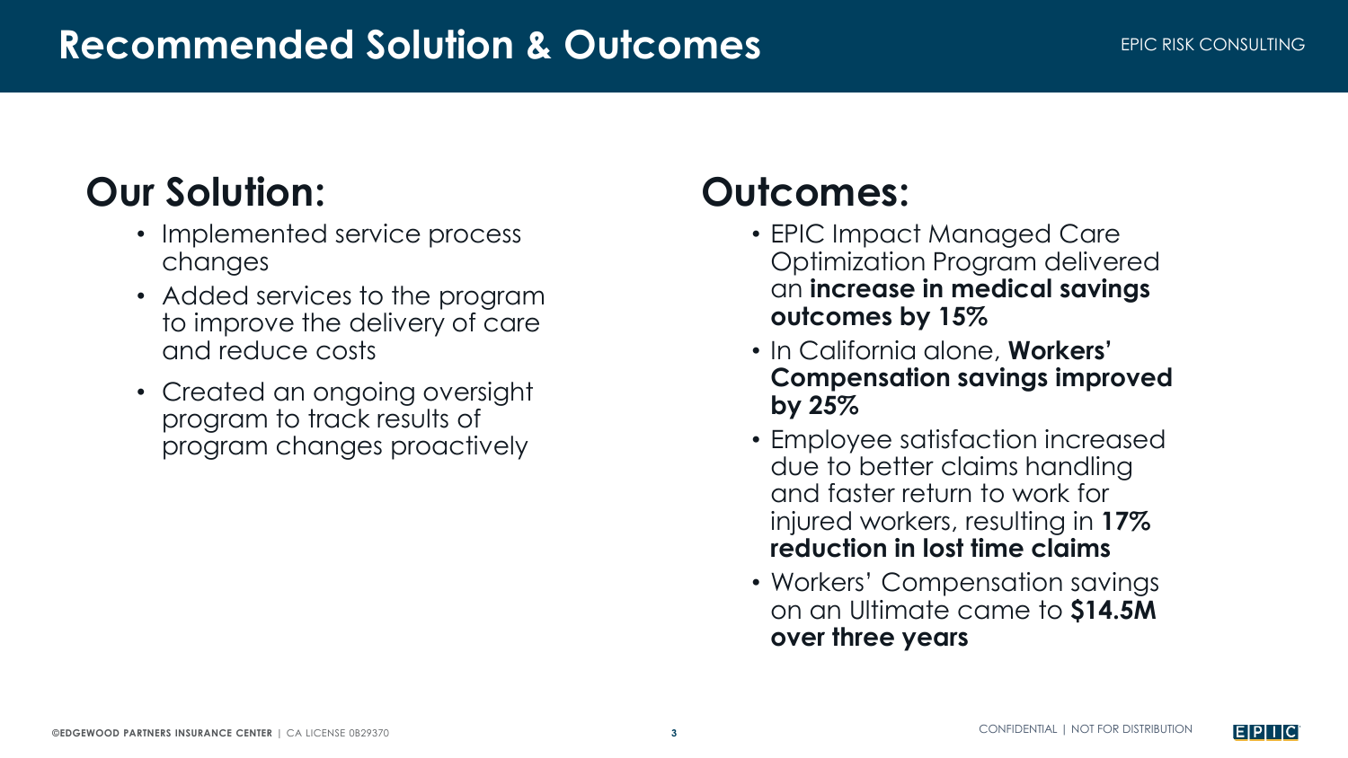# Recommended Solution & Outcomes

## Our Solution:

- Implemented service process changes
- Added services to the program to improve the delivery of care and reduce costs
- Created an ongoing oversight program to track results of program changes proactively

## Outcomes:

- EPIC Impact Managed Care Optimization Program delivered an **increase in medical savings outcomes by 15%**
- In California alone, **Workers' Compensation savings improved by 25%**
- Employee satisfaction increased due to better claims handling and faster return to work for injured workers, resulting in **17% reduction in lost time claims**
- Workers' Compensation savings on an Ultimate came to **$14.5M over three years**